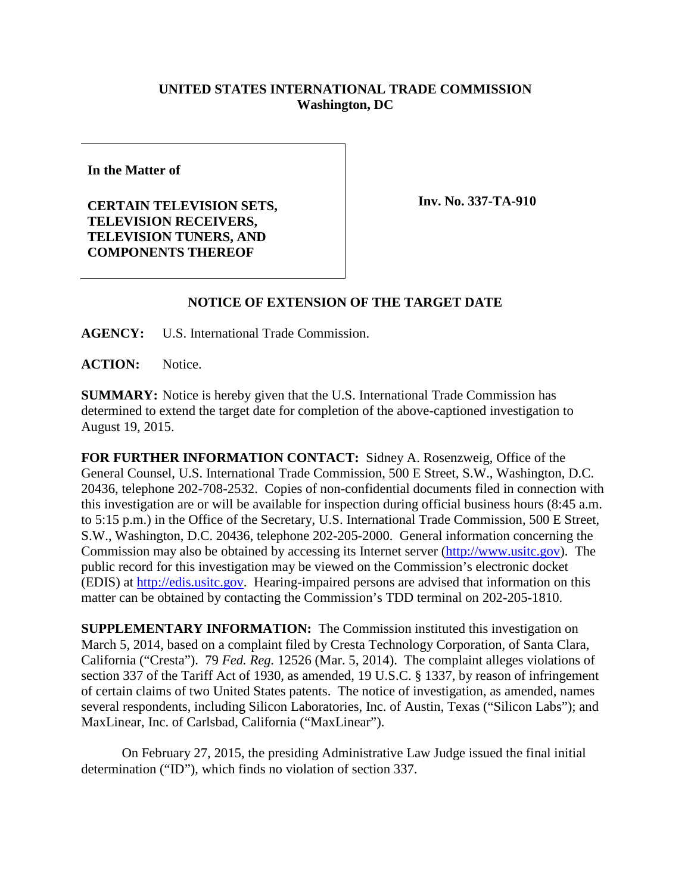**UNITED STATES INTERNATIONAL TRADE COMMISSION**
**Washington, DC**

| | |
|---|---|
| **In the Matter of**<br><br>**CERTAIN TELEVISION SETS, TELEVISION RECEIVERS, TELEVISION TUNERS, AND COMPONENTS THEREOF** | **Inv. No. 337-TA-910** |

## NOTICE OF EXTENSION OF THE TARGET DATE

**AGENCY:** U.S. International Trade Commission.

**ACTION:** Notice.

**SUMMARY:** Notice is hereby given that the U.S. International Trade Commission has determined to extend the target date for completion of the above-captioned investigation to August 19, 2015.

**FOR FURTHER INFORMATION CONTACT:** Sidney A. Rosenzweig, Office of the General Counsel, U.S. International Trade Commission, 500 E Street, S.W., Washington, D.C. 20436, telephone 202-708-2532. Copies of non-confidential documents filed in connection with this investigation are or will be available for inspection during official business hours (8:45 a.m. to 5:15 p.m.) in the Office of the Secretary, U.S. International Trade Commission, 500 E Street, S.W., Washington, D.C. 20436, telephone 202-205-2000. General information concerning the Commission may also be obtained by accessing its Internet server (http://www.usitc.gov). The public record for this investigation may be viewed on the Commission's electronic docket (EDIS) at http://edis.usitc.gov. Hearing-impaired persons are advised that information on this matter can be obtained by contacting the Commission's TDD terminal on 202-205-1810.

**SUPPLEMENTARY INFORMATION:** The Commission instituted this investigation on March 5, 2014, based on a complaint filed by Cresta Technology Corporation, of Santa Clara, California ("Cresta"). 79 *Fed. Reg.* 12526 (Mar. 5, 2014). The complaint alleges violations of section 337 of the Tariff Act of 1930, as amended, 19 U.S.C. § 1337, by reason of infringement of certain claims of two United States patents. The notice of investigation, as amended, names several respondents, including Silicon Laboratories, Inc. of Austin, Texas ("Silicon Labs"); and MaxLinear, Inc. of Carlsbad, California ("MaxLinear").

On February 27, 2015, the presiding Administrative Law Judge issued the final initial determination ("ID"), which finds no violation of section 337.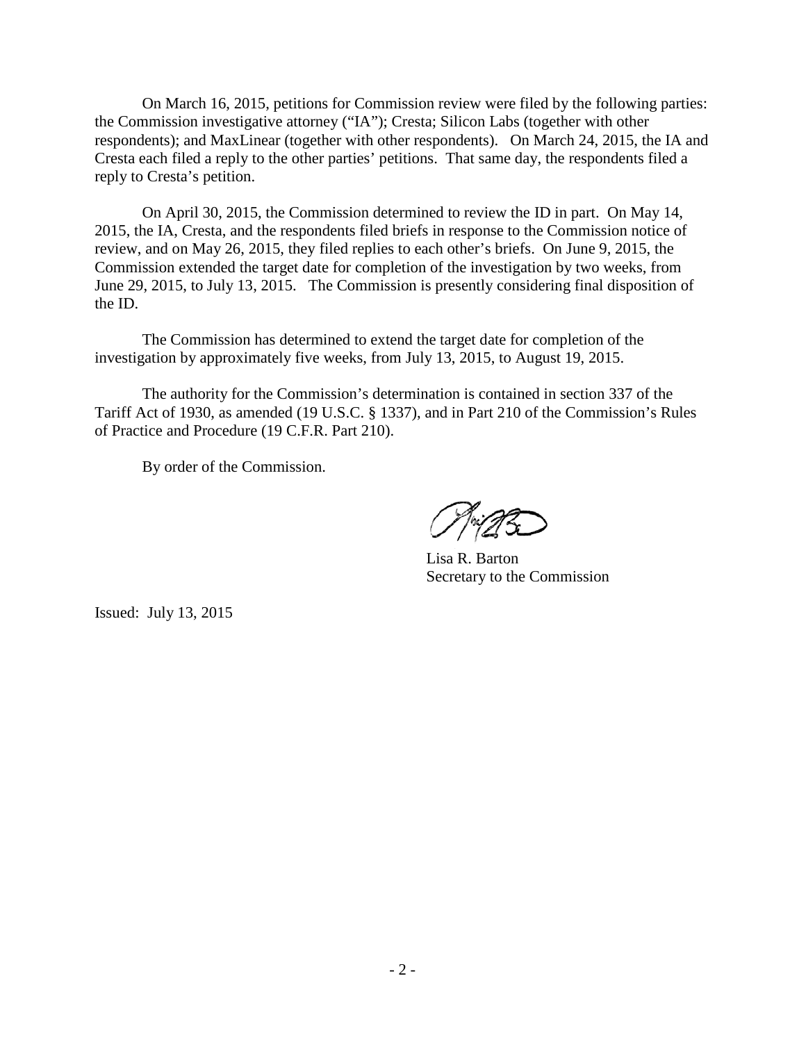On March 16, 2015, petitions for Commission review were filed by the following parties: the Commission investigative attorney ("IA"); Cresta; Silicon Labs (together with other respondents); and MaxLinear (together with other respondents). On March 24, 2015, the IA and Cresta each filed a reply to the other parties' petitions. That same day, the respondents filed a reply to Cresta's petition.

On April 30, 2015, the Commission determined to review the ID in part. On May 14, 2015, the IA, Cresta, and the respondents filed briefs in response to the Commission notice of review, and on May 26, 2015, they filed replies to each other's briefs. On June 9, 2015, the Commission extended the target date for completion of the investigation by two weeks, from June 29, 2015, to July 13, 2015. The Commission is presently considering final disposition of the ID.

The Commission has determined to extend the target date for completion of the investigation by approximately five weeks, from July 13, 2015, to August 19, 2015.

The authority for the Commission's determination is contained in section 337 of the Tariff Act of 1930, as amended (19 U.S.C. § 1337), and in Part 210 of the Commission's Rules of Practice and Procedure (19 C.F.R. Part 210).

By order of the Commission.

Lisa R. Barton
Secretary to the Commission

Issued: July 13, 2015